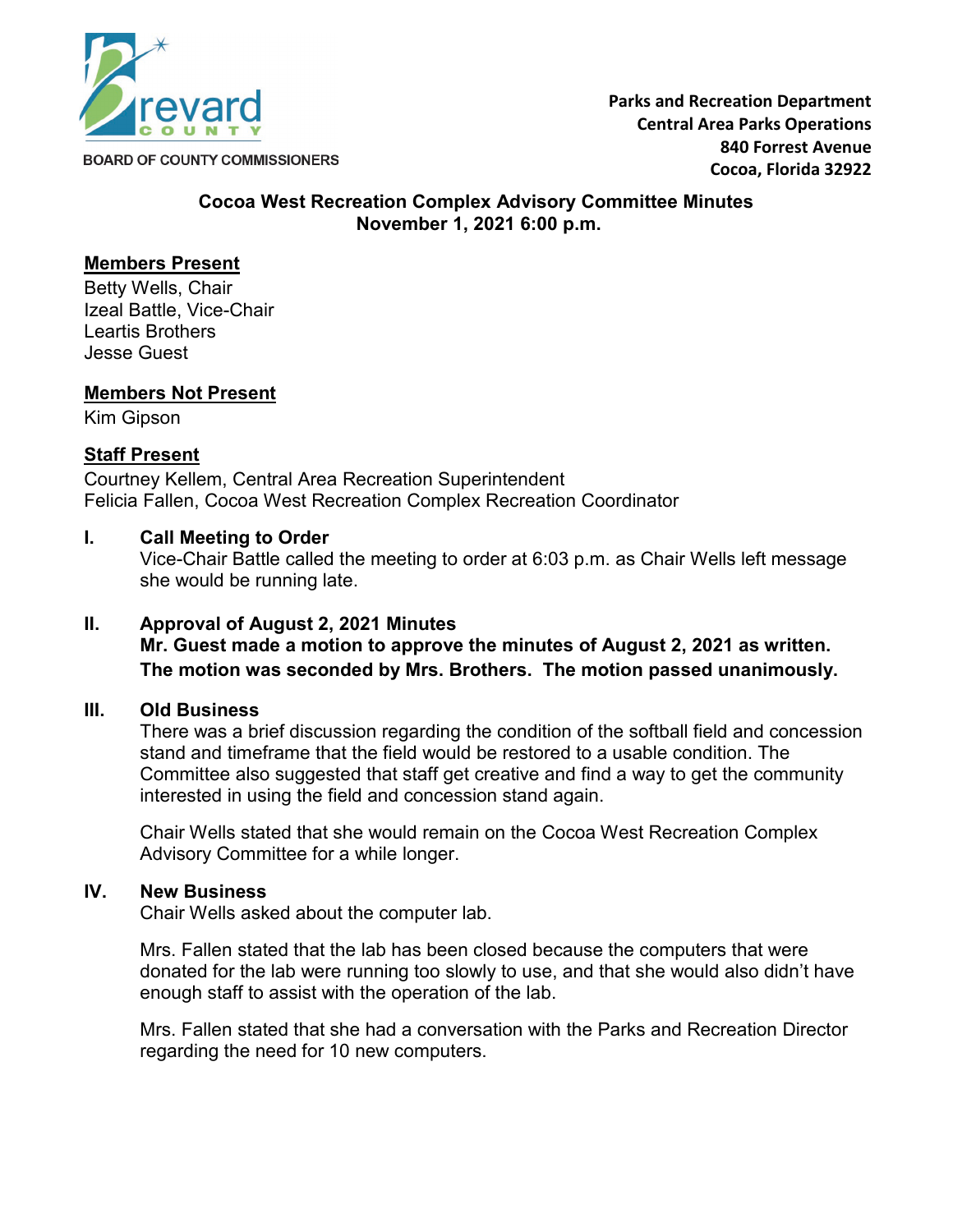Brevard County

BOARD OF COUNTY COMMISSIONERS

**Parks and Recreation Department**
**Central Area Parks Operations**
**840 Forrest Avenue**
**Cocoa, Florida 32922**

# Cocoa West Recreation Complex Advisory Committee Minutes
## November 1, 2021 6:00 p.m.

**Members Present**

Betty Wells, Chair
Izeal Battle, Vice-Chair
Leartis Brothers
Jesse Guest

**Members Not Present**

Kim Gipson

**Staff Present**

Courtney Kellem, Central Area Recreation Superintendent
Felicia Fallen, Cocoa West Recreation Complex Recreation Coordinator

## I. Call Meeting to Order

Vice-Chair Battle called the meeting to order at 6:03 p.m. as Chair Wells left message she would be running late.

## II. Approval of August 2, 2021 Minutes

**Mr. Guest made a motion to approve the minutes of August 2, 2021 as written. The motion was seconded by Mrs. Brothers. The motion passed unanimously.**

## III. Old Business

There was a brief discussion regarding the condition of the softball field and concession stand and timeframe that the field would be restored to a usable condition. The Committee also suggested that staff get creative and find a way to get the community interested in using the field and concession stand again.

Chair Wells stated that she would remain on the Cocoa West Recreation Complex Advisory Committee for a while longer.

## IV. New Business

Chair Wells asked about the computer lab.

Mrs. Fallen stated that the lab has been closed because the computers that were donated for the lab were running too slowly to use, and that she would also didn't have enough staff to assist with the operation of the lab.

Mrs. Fallen stated that she had a conversation with the Parks and Recreation Director regarding the need for 10 new computers.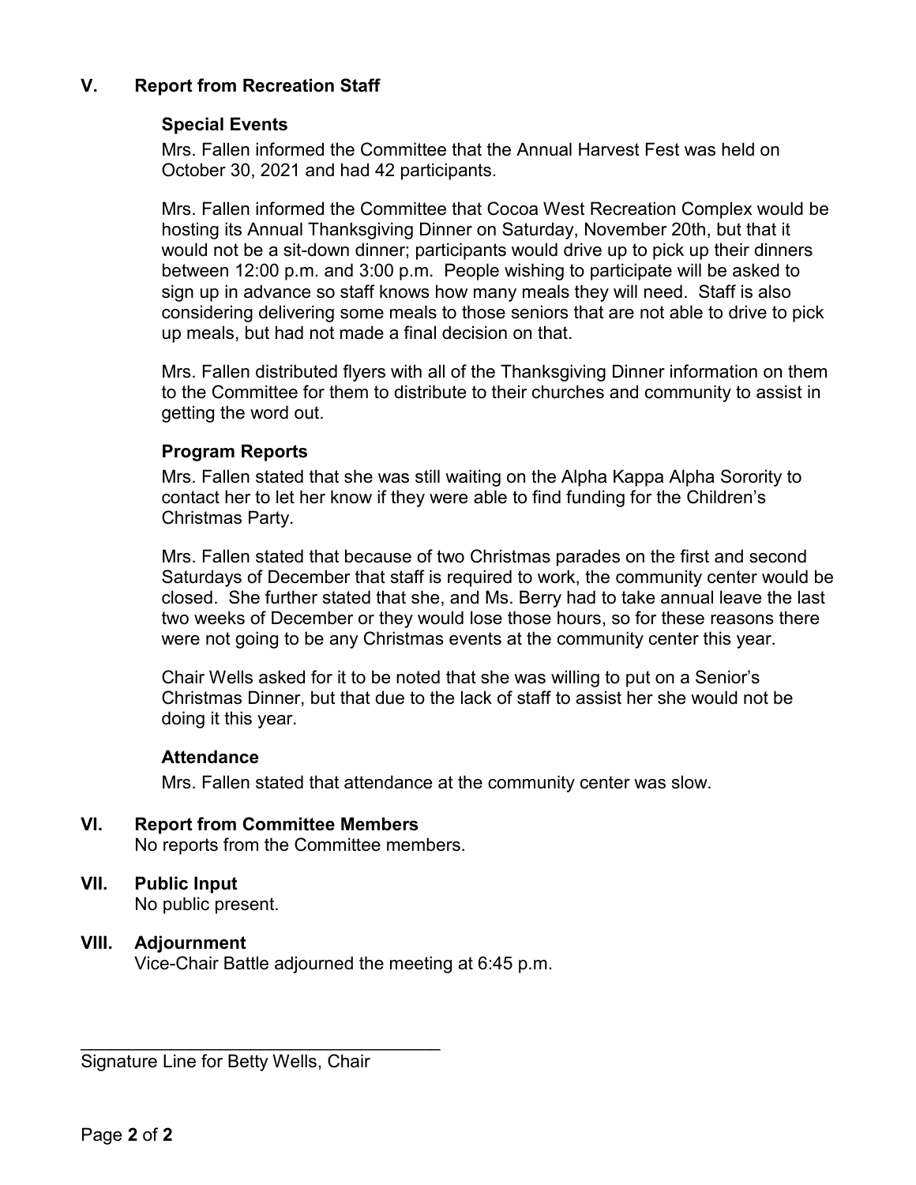## V. Report from Recreation Staff

### Special Events

Mrs. Fallen informed the Committee that the Annual Harvest Fest was held on October 30, 2021 and had 42 participants.

Mrs. Fallen informed the Committee that Cocoa West Recreation Complex would be hosting its Annual Thanksgiving Dinner on Saturday, November 20th, but that it would not be a sit-down dinner; participants would drive up to pick up their dinners between 12:00 p.m. and 3:00 p.m. People wishing to participate will be asked to sign up in advance so staff knows how many meals they will need. Staff is also considering delivering some meals to those seniors that are not able to drive to pick up meals, but had not made a final decision on that.

Mrs. Fallen distributed flyers with all of the Thanksgiving Dinner information on them to the Committee for them to distribute to their churches and community to assist in getting the word out.

### Program Reports

Mrs. Fallen stated that she was still waiting on the Alpha Kappa Alpha Sorority to contact her to let her know if they were able to find funding for the Children's Christmas Party.

Mrs. Fallen stated that because of two Christmas parades on the first and second Saturdays of December that staff is required to work, the community center would be closed. She further stated that she, and Ms. Berry had to take annual leave the last two weeks of December or they would lose those hours, so for these reasons there were not going to be any Christmas events at the community center this year.

Chair Wells asked for it to be noted that she was willing to put on a Senior's Christmas Dinner, but that due to the lack of staff to assist her she would not be doing it this year.

### Attendance

Mrs. Fallen stated that attendance at the community center was slow.

## VI. Report from Committee Members

No reports from the Committee members.

## VII. Public Input

No public present.

## VIII. Adjournment

Vice-Chair Battle adjourned the meeting at 6:45 p.m.

\_\_\_\_\_\_\_\_\_\_\_\_\_\_\_\_\_\_\_\_\_\_\_\_\_\_\_\_\_\_\_\_\_\_\_\_\_\_

Signature Line for Betty Wells, Chair